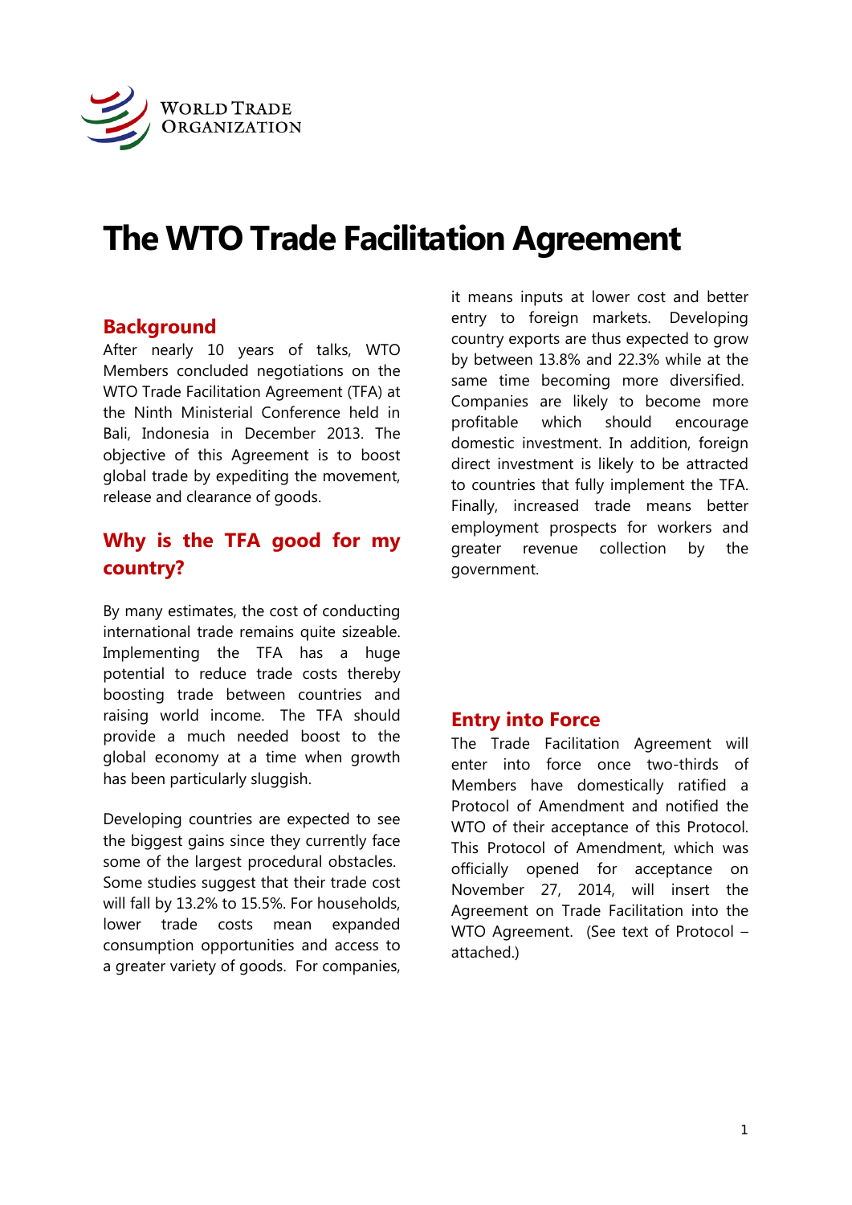WORLD TRADE ORGANIZATION

# The WTO Trade Facilitation Agreement

## Background

After nearly 10 years of talks, WTO Members concluded negotiations on the WTO Trade Facilitation Agreement (TFA) at the Ninth Ministerial Conference held in Bali, Indonesia in December 2013. The objective of this Agreement is to boost global trade by expediting the movement, release and clearance of goods.

## Why is the TFA good for my country?

By many estimates, the cost of conducting international trade remains quite sizeable. Implementing the TFA has a huge potential to reduce trade costs thereby boosting trade between countries and raising world income. The TFA should provide a much needed boost to the global economy at a time when growth has been particularly sluggish.

Developing countries are expected to see the biggest gains since they currently face some of the largest procedural obstacles. Some studies suggest that their trade cost will fall by 13.2% to 15.5%. For households, lower trade costs mean expanded consumption opportunities and access to a greater variety of goods. For companies, it means inputs at lower cost and better entry to foreign markets. Developing country exports are thus expected to grow by between 13.8% and 22.3% while at the same time becoming more diversified. Companies are likely to become more profitable which should encourage domestic investment. In addition, foreign direct investment is likely to be attracted to countries that fully implement the TFA. Finally, increased trade means better employment prospects for workers and greater revenue collection by the government.

## Entry into Force

The Trade Facilitation Agreement will enter into force once two-thirds of Members have domestically ratified a Protocol of Amendment and notified the WTO of their acceptance of this Protocol. This Protocol of Amendment, which was officially opened for acceptance on November 27, 2014, will insert the Agreement on Trade Facilitation into the WTO Agreement. (See text of Protocol – attached.)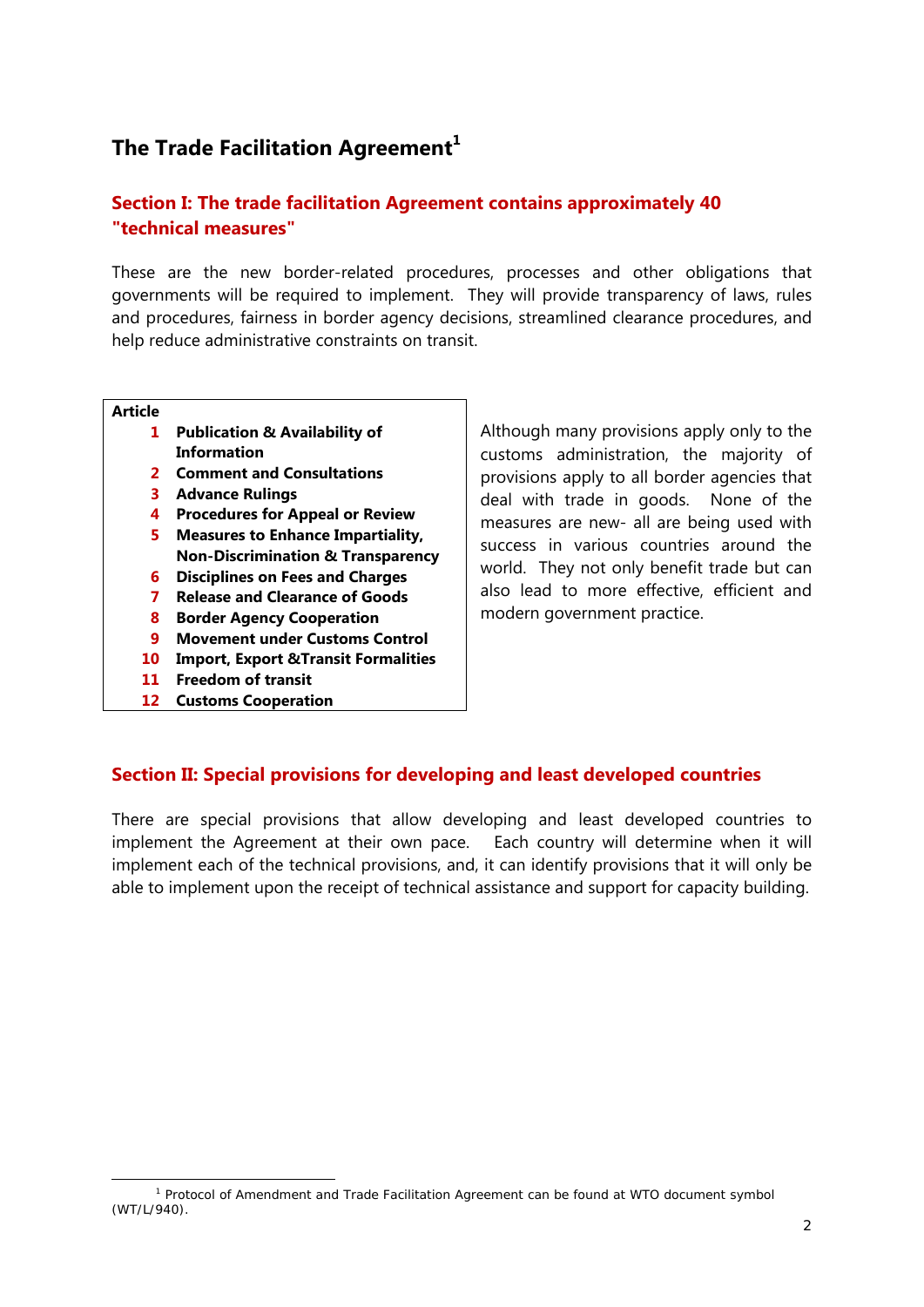# The Trade Facilitation Agreement[1]

## Section I: The trade facilitation Agreement contains approximately 40 "technical measures"

These are the new border-related procedures, processes and other obligations that governments will be required to implement. They will provide transparency of laws, rules and procedures, fairness in border agency decisions, streamlined clearance procedures, and help reduce administrative constraints on transit.

| Article | |
|---|---|
| 1 | **Publication & Availability of Information** |
| 2 | **Comment and Consultations** |
| 3 | **Advance Rulings** |
| 4 | **Procedures for Appeal or Review** |
| 5 | **Measures to Enhance Impartiality, Non-Discrimination & Transparency** |
| 6 | **Disciplines on Fees and Charges** |
| 7 | **Release and Clearance of Goods** |
| 8 | **Border Agency Cooperation** |
| 9 | **Movement under Customs Control** |
| 10 | **Import, Export &Transit Formalities** |
| 11 | **Freedom of transit** |
| 12 | **Customs Cooperation** |

Although many provisions apply only to the customs administration, the majority of provisions apply to all border agencies that deal with trade in goods. None of the measures are new- all are being used with success in various countries around the world. They not only benefit trade but can also lead to more effective, efficient and modern government practice.

## Section II: Special provisions for developing and least developed countries

There are special provisions that allow developing and least developed countries to implement the Agreement at their own pace. Each country will determine when it will implement each of the technical provisions, and, it can identify provisions that it will only be able to implement upon the receipt of technical assistance and support for capacity building.

[1] Protocol of Amendment and Trade Facilitation Agreement can be found at WTO document symbol (WT/L/940).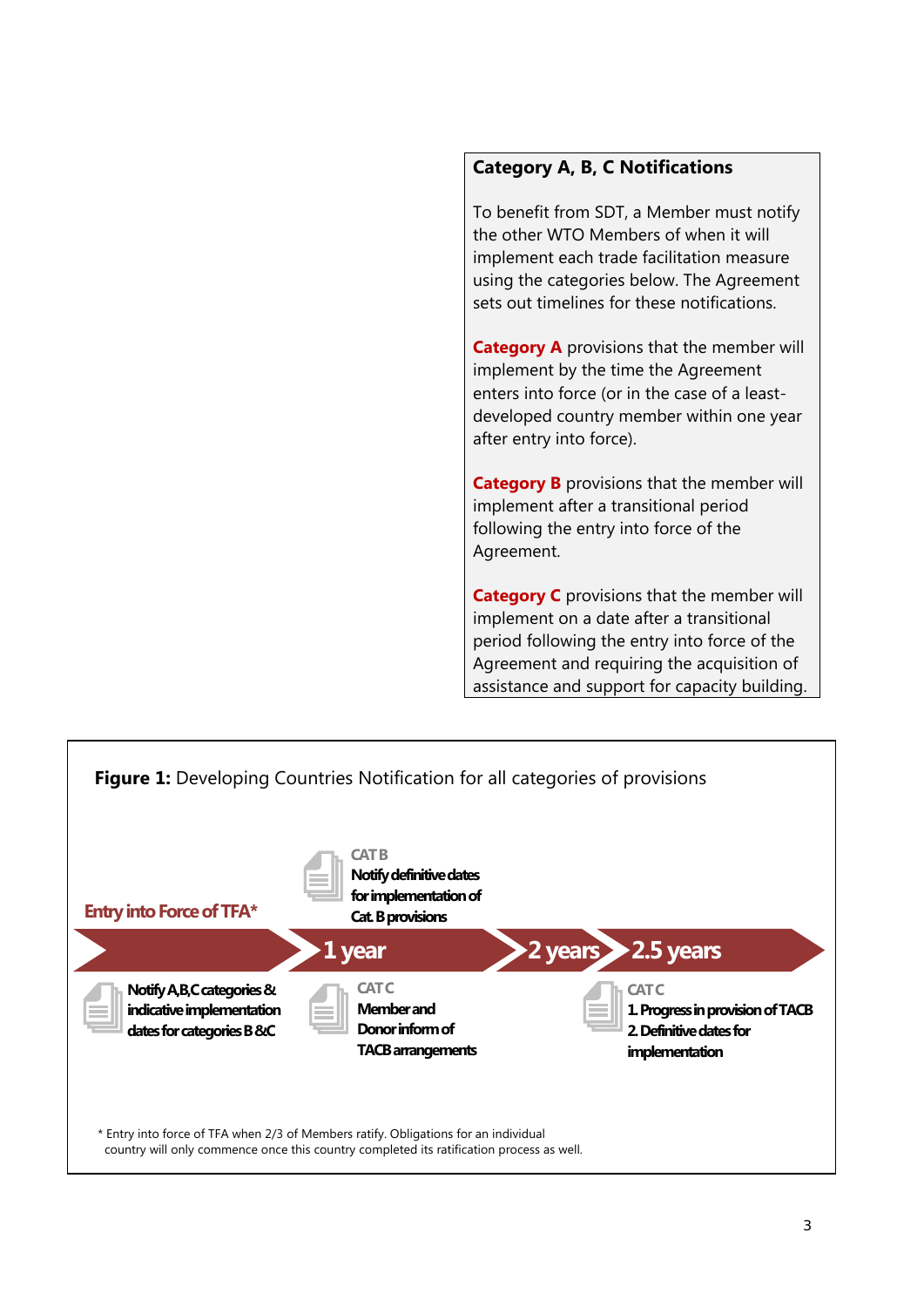### Category A, B, C Notifications

To benefit from SDT, a Member must notify the other WTO Members of when it will implement each trade facilitation measure using the categories below. The Agreement sets out timelines for these notifications.

**Category A** provisions that the member will implement by the time the Agreement enters into force (or in the case of a least-developed country member within one year after entry into force).

**Category B** provisions that the member will implement after a transitional period following the entry into force of the Agreement.

**Category C** provisions that the member will implement on a date after a transitional period following the entry into force of the Agreement and requiring the acquisition of assistance and support for capacity building.

**Figure 1:** Developing Countries Notification for all categories of provisions

Entry into Force of TFA* → 1 year → 2 years → 2.5 years

- **Entry into Force of TFA***: Notify A,B,C categories & indicative implementation dates for categories B &C
- **1 year**:
  - CAT B: Notify definitive dates for implementation of Cat. B provisions
  - CAT C: Member and Donor inform of TACB arrangements
- **2.5 years**:
  - CAT C: 1. Progress in provision of TACB 2. Definitive dates for implementation

* Entry into force of TFA when 2/3 of Members ratify. Obligations for an individual country will only commence once this country completed its ratification process as well.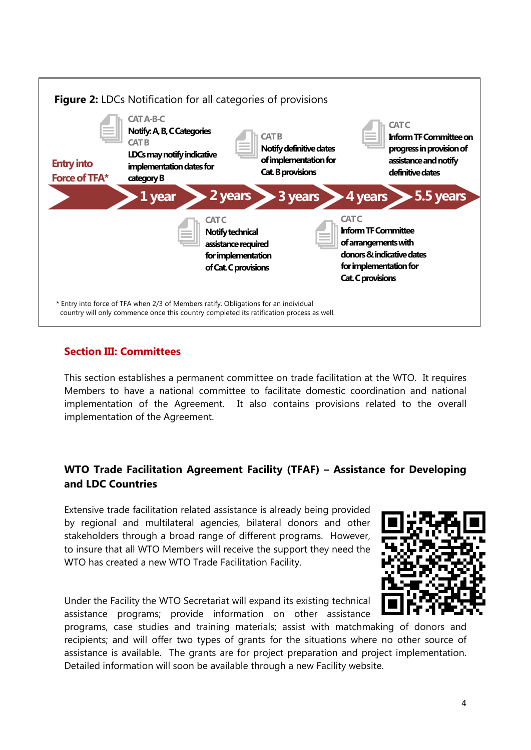**Figure 2:** LDCs Notification for all categories of provisions

**Entry into Force of TFA***

- **1 year**
  - CAT A-B-C: Notify: A, B, C Categories
  - CAT B: LDCs may notify indicative implementation dates for category B
- **2 years**
  - CAT C: Notify technical assistance required for implementation of Cat. C provisions
- **3 years**
  - CAT B: Notify definitive dates of implementation for Cat. B provisions
- **4 years**
  - CAT C: Inform TF Committee of arrangements with donors & indicative dates for implementation for Cat. C provisions
- **5.5 years**
  - CAT C: Inform TF Committee on progress in provision of assistance and notify definitive dates

\* Entry into force of TFA when 2/3 of Members ratify. Obligations for an individual country will only commence once this country completed its ratification process as well.

## Section III: Committees

This section establishes a permanent committee on trade facilitation at the WTO. It requires Members to have a national committee to facilitate domestic coordination and national implementation of the Agreement. It also contains provisions related to the overall implementation of the Agreement.

## WTO Trade Facilitation Agreement Facility (TFAF) – Assistance for Developing and LDC Countries

Extensive trade facilitation related assistance is already being provided by regional and multilateral agencies, bilateral donors and other stakeholders through a broad range of different programs. However, to insure that all WTO Members will receive the support they need the WTO has created a new WTO Trade Facilitation Facility.

Under the Facility the WTO Secretariat will expand its existing technical assistance programs; provide information on other assistance programs, case studies and training materials; assist with matchmaking of donors and recipients; and will offer two types of grants for the situations where no other source of assistance is available. The grants are for project preparation and project implementation. Detailed information will soon be available through a new Facility website.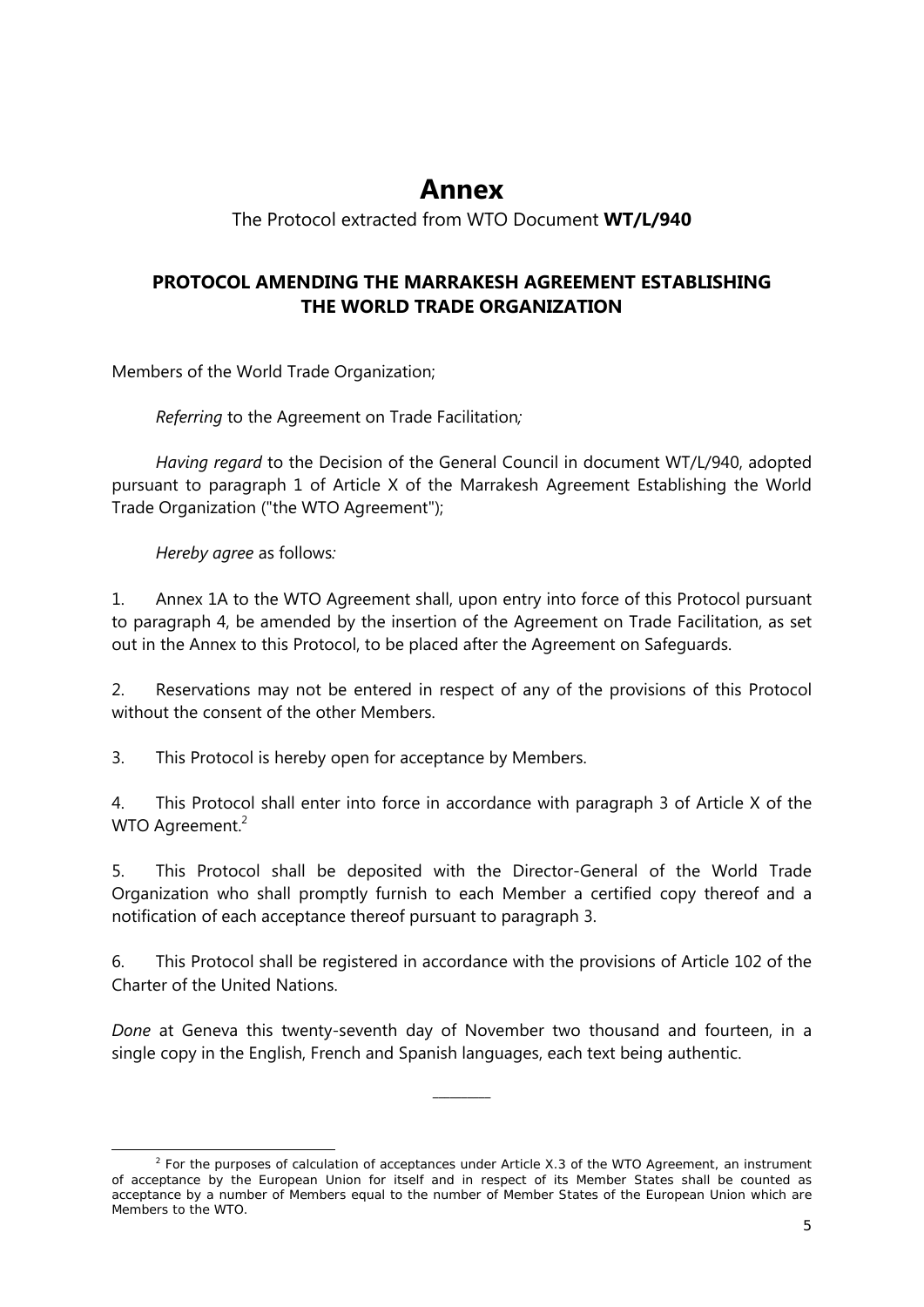# Annex

The Protocol extracted from WTO Document **WT/L/940**

## PROTOCOL AMENDING THE MARRAKESH AGREEMENT ESTABLISHING THE WORLD TRADE ORGANIZATION

Members of the World Trade Organization;

*Referring* to the Agreement on Trade Facilitation*;*

*Having regard* to the Decision of the General Council in document WT/L/940, adopted pursuant to paragraph 1 of Article X of the Marrakesh Agreement Establishing the World Trade Organization ("the WTO Agreement");

*Hereby agree* as follows*:*

1. Annex 1A to the WTO Agreement shall, upon entry into force of this Protocol pursuant to paragraph 4, be amended by the insertion of the Agreement on Trade Facilitation, as set out in the Annex to this Protocol, to be placed after the Agreement on Safeguards.

2. Reservations may not be entered in respect of any of the provisions of this Protocol without the consent of the other Members.

3. This Protocol is hereby open for acceptance by Members.

4. This Protocol shall enter into force in accordance with paragraph 3 of Article X of the WTO Agreement.[2]

5. This Protocol shall be deposited with the Director-General of the World Trade Organization who shall promptly furnish to each Member a certified copy thereof and a notification of each acceptance thereof pursuant to paragraph 3.

6. This Protocol shall be registered in accordance with the provisions of Article 102 of the Charter of the United Nations.

*Done* at Geneva this twenty-seventh day of November two thousand and fourteen, in a single copy in the English, French and Spanish languages, each text being authentic.

---

[2] For the purposes of calculation of acceptances under Article X.3 of the WTO Agreement, an instrument of acceptance by the European Union for itself and in respect of its Member States shall be counted as acceptance by a number of Members equal to the number of Member States of the European Union which are Members to the WTO.